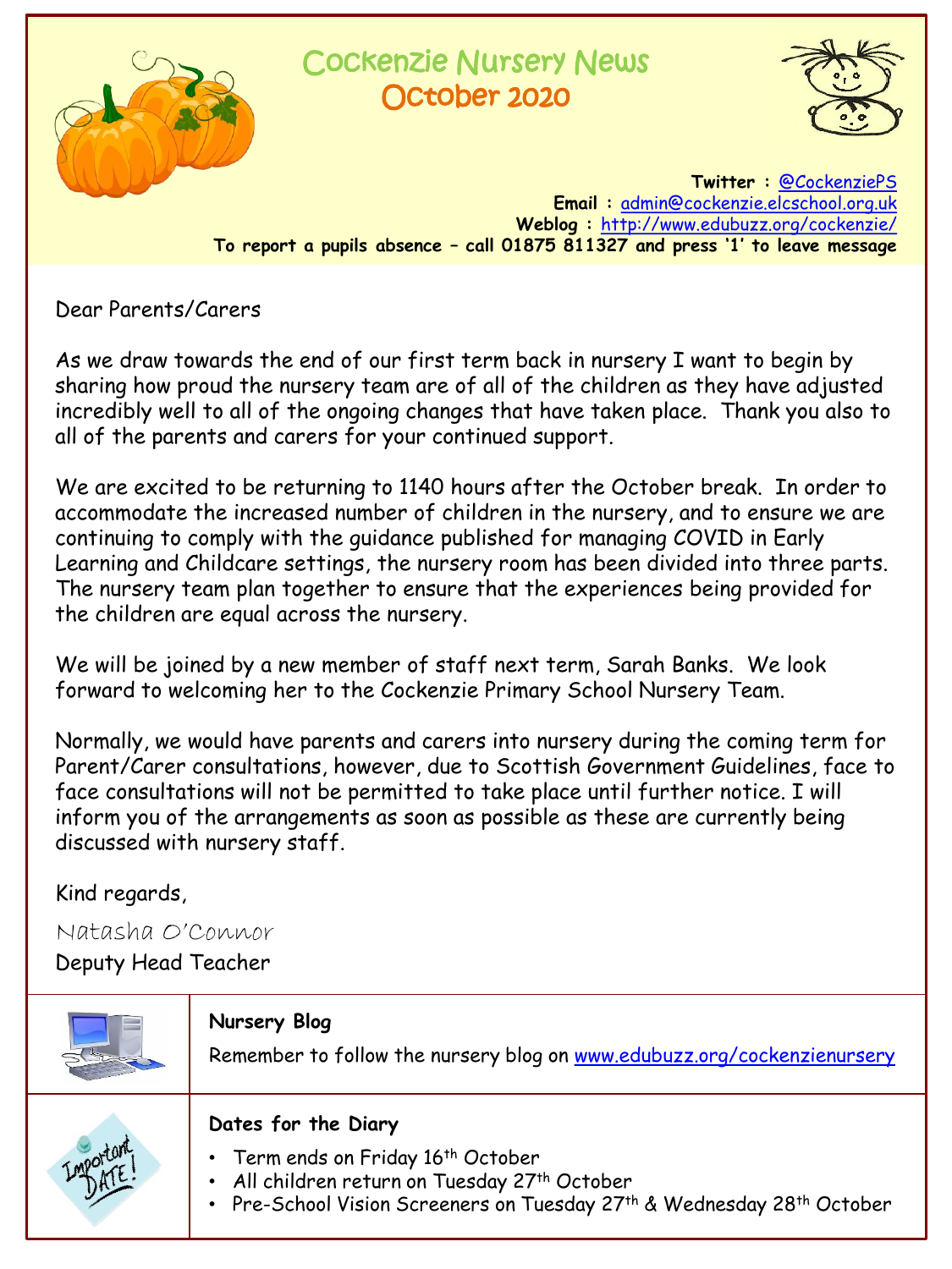# Cockenzie Nursery News
## October 2020

**Twitter :** @CockenziePS
**Email :** admin@cockenzie.elcschool.org.uk
**Weblog :** http://www.edubuzz.org/cockenzie/
**To report a pupils absence – call 01875 811327 and press '1' to leave message**

Dear Parents/Carers

As we draw towards the end of our first term back in nursery I want to begin by sharing how proud the nursery team are of all of the children as they have adjusted incredibly well to all of the ongoing changes that have taken place. Thank you also to all of the parents and carers for your continued support.

We are excited to be returning to 1140 hours after the October break. In order to accommodate the increased number of children in the nursery, and to ensure we are continuing to comply with the guidance published for managing COVID in Early Learning and Childcare settings, the nursery room has been divided into three parts. The nursery team plan together to ensure that the experiences being provided for the children are equal across the nursery.

We will be joined by a new member of staff next term, Sarah Banks. We look forward to welcoming her to the Cockenzie Primary School Nursery Team.

Normally, we would have parents and carers into nursery during the coming term for Parent/Carer consultations, however, due to Scottish Government Guidelines, face to face consultations will not be permitted to take place until further notice. I will inform you of the arrangements as soon as possible as these are currently being discussed with nursery staff.

Kind regards,

Natasha O'Connor
Deputy Head Teacher

**Nursery Blog**

Remember to follow the nursery blog on www.edubuzz.org/cockenzienursery

**Dates for the Diary**

- Term ends on Friday 16th October
- All children return on Tuesday 27th October
- Pre-School Vision Screeners on Tuesday 27th & Wednesday 28th October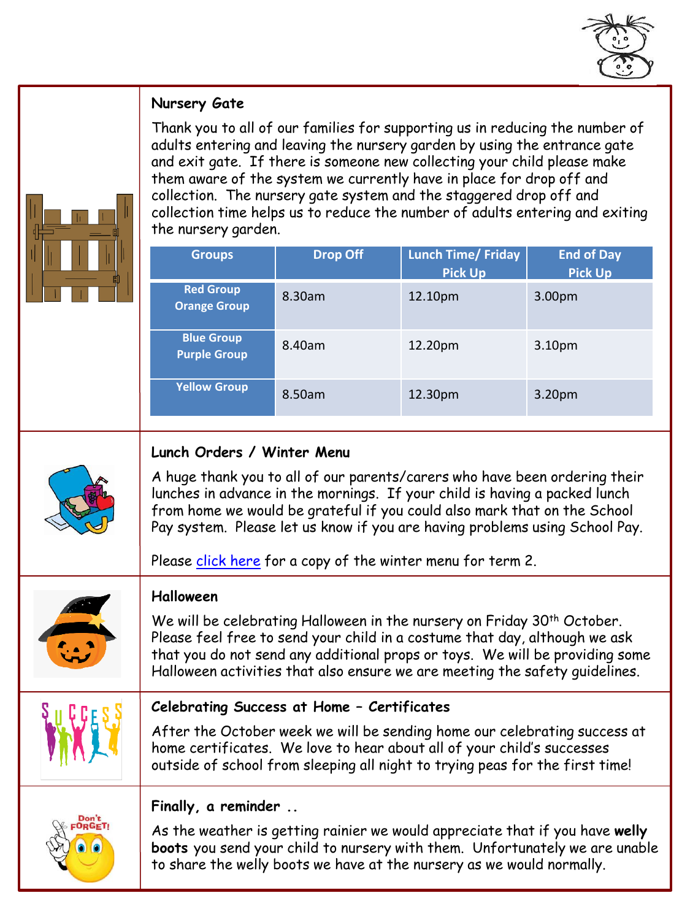## Nursery Gate

Thank you to all of our families for supporting us in reducing the number of adults entering and leaving the nursery garden by using the entrance gate and exit gate. If there is someone new collecting your child please make them aware of the system we currently have in place for drop off and collection. The nursery gate system and the staggered drop off and collection time helps us to reduce the number of adults entering and exiting the nursery garden.

| Groups | Drop Off | Lunch Time/ Friday Pick Up | End of Day Pick Up |
|---|---|---|---|
| Red Group Orange Group | 8.30am | 12.10pm | 3.00pm |
| Blue Group Purple Group | 8.40am | 12.20pm | 3.10pm |
| Yellow Group | 8.50am | 12.30pm | 3.20pm |

## Lunch Orders / Winter Menu

A huge thank you to all of our parents/carers who have been ordering their lunches in advance in the mornings. If your child is having a packed lunch from home we would be grateful if you could also mark that on the School Pay system. Please let us know if you are having problems using School Pay.

Please click here for a copy of the winter menu for term 2.

## Halloween

We will be celebrating Halloween in the nursery on Friday 30th October. Please feel free to send your child in a costume that day, although we ask that you do not send any additional props or toys. We will be providing some Halloween activities that also ensure we are meeting the safety guidelines.

## Celebrating Success at Home – Certificates

After the October week we will be sending home our celebrating success at home certificates. We love to hear about all of your child's successes outside of school from sleeping all night to trying peas for the first time!

## Finally, a reminder ..

As the weather is getting rainier we would appreciate that if you have **welly boots** you send your child to nursery with them. Unfortunately we are unable to share the welly boots we have at the nursery as we would normally.